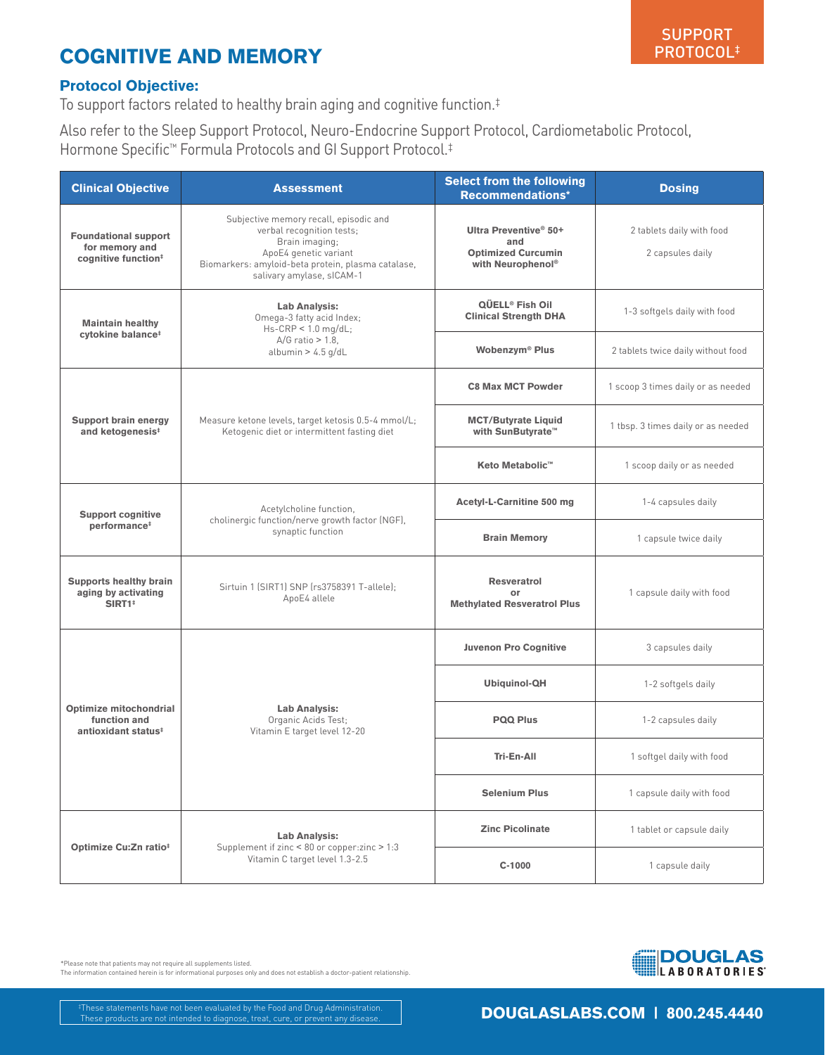# COGNITIVE AND MEMORY

SUPPORT PROTOCOL‡

### Protocol Objective:

To support factors related to healthy brain aging and cognitive function.‡

Also refer to the Sleep Support Protocol, Neuro-Endocrine Support Protocol, Cardiometabolic Protocol, Hormone Specific™ Formula Protocols and GI Support Protocol.‡

| Clinical Objective | Assessment | Select from the following Recommendations* | Dosing |
|---|---|---|---|
| **Foundational support for memory and cognitive function‡** | Subjective memory recall, episodic and verbal recognition tests; Brain imaging; ApoE4 genetic variant Biomarkers: amyloid-beta protein, plasma catalase, salivary amylase, sICAM-1 | **Ultra Preventive® 50+ and Optimized Curcumin with Neurophenol®** | 2 tablets daily with food<br>2 capsules daily |
| **Maintain healthy cytokine balance‡** | **Lab Analysis:** Omega-3 fatty acid Index; Hs-CRP < 1.0 mg/dL; A/G ratio > 1.8, albumin > 4.5 g/dL | **QŪELL® Fish Oil Clinical Strength DHA** | 1-3 softgels daily with food |
| | | **Wobenzym® Plus** | 2 tablets twice daily without food |
| **Support brain energy and ketogenesis‡** | Measure ketone levels, target ketosis 0.5-4 mmol/L; Ketogenic diet or intermittent fasting diet | **C8 Max MCT Powder** | 1 scoop 3 times daily or as needed |
| | | **MCT/Butyrate Liquid with SunButyrate™** | 1 tbsp. 3 times daily or as needed |
| | | **Keto Metabolic™** | 1 scoop daily or as needed |
| **Support cognitive performance‡** | Acetylcholine function, cholinergic function/nerve growth factor (NGF), synaptic function | **Acetyl-L-Carnitine 500 mg** | 1-4 capsules daily |
| | | **Brain Memory** | 1 capsule twice daily |
| **Supports healthy brain aging by activating SIRT1‡** | Sirtuin 1 (SIRT1) SNP (rs3758391 T-allele); ApoE4 allele | **Resveratrol or Methylated Resveratrol Plus** | 1 capsule daily with food |
| **Optimize mitochondrial function and antioxidant status‡** | **Lab Analysis:** Organic Acids Test; Vitamin E target level 12-20 | **Juvenon Pro Cognitive** | 3 capsules daily |
| | | **Ubiquinol-QH** | 1-2 softgels daily |
| | | **PQQ Plus** | 1-2 capsules daily |
| | | **Tri-En-All** | 1 softgel daily with food |
| | | **Selenium Plus** | 1 capsule daily with food |
| **Optimize Cu:Zn ratio‡** | **Lab Analysis:** Supplement if zinc < 80 or copper:zinc > 1:3 Vitamin C target level 1.3-2.5 | **Zinc Picolinate** | 1 tablet or capsule daily |
| | | **C-1000** | 1 capsule daily |

*Please note that patients may not require all supplements listed.
The information contained herein is for informational purposes only and does not establish a doctor-patient relationship.

‡These statements have not been evaluated by the Food and Drug Administration. These products are not intended to diagnose, treat, cure, or prevent any disease.

DOUGLAS LABORATORIES

DOUGLASLABS.COM | 800.245.4440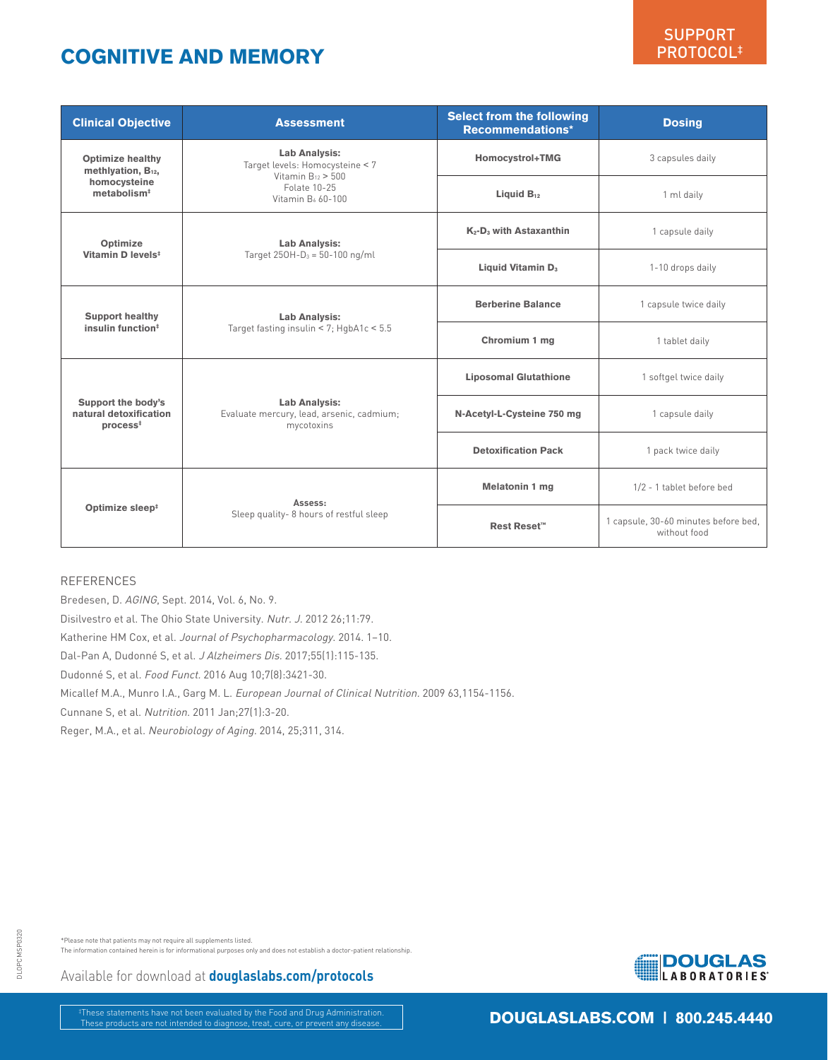# COGNITIVE AND MEMORY

SUPPORT PROTOCOL‡

| Clinical Objective | Assessment | Select from the following Recommendations* | Dosing |
|---|---|---|---|
| **Optimize healthy methlyation, $B_{12}$, homocysteine metabolism‡** | **Lab Analysis:** Target levels: Homocysteine < 7 Vitamin $B_{12}$ > 500 Folate 10-25 Vitamin $B_6$ 60-100 | **Homocystrol+TMG** | 3 capsules daily |
| | | **Liquid $B_{12}$** | 1 ml daily |
| **Optimize Vitamin D levels‡** | **Lab Analysis:** Target 25OH-$D_3$ = 50-100 ng/ml | **$K_2$-$D_3$ with Astaxanthin** | 1 capsule daily |
| | | **Liquid Vitamin $D_3$** | 1-10 drops daily |
| **Support healthy insulin function‡** | **Lab Analysis:** Target fasting insulin < 7; HgbA1c < 5.5 | **Berberine Balance** | 1 capsule twice daily |
| | | **Chromium 1 mg** | 1 tablet daily |
| **Support the body's natural detoxification process‡** | **Lab Analysis:** Evaluate mercury, lead, arsenic, cadmium; mycotoxins | **Liposomal Glutathione** | 1 softgel twice daily |
| | | **N-Acetyl-L-Cysteine 750 mg** | 1 capsule daily |
| | | **Detoxification Pack** | 1 pack twice daily |
| **Optimize sleep‡** | **Assess:** Sleep quality- 8 hours of restful sleep | **Melatonin 1 mg** | 1/2 - 1 tablet before bed |
| | | **Rest Reset™** | 1 capsule, 30-60 minutes before bed, without food |

## REFERENCES

Bredesen, D. *AGING*, Sept. 2014, Vol. 6, No. 9.

Disilvestro et al. The Ohio State University. *Nutr. J.* 2012 26;11:79.

Katherine HM Cox, et al. *Journal of Psychopharmacology*. 2014. 1–10.

Dal-Pan A, Dudonné S, et al. *J Alzheimers Dis.* 2017;55(1):115-135.

Dudonné S, et al. *Food Funct.* 2016 Aug 10;7(8):3421-30.

Micallef M.A., Munro I.A., Garg M. L. *European Journal of Clinical Nutrition*. 2009 63,1154-1156.

Cunnane S, et al. *Nutrition.* 2011 Jan;27(1):3-20.

Reger, M.A., et al. *Neurobiology of Aging*. 2014, 25;311, 314.

*Please note that patients may not require all supplements listed.
The information contained herein is for informational purposes only and does not establish a doctor-patient relationship.

Available for download at **douglaslabs.com/protocols**

DOUGLAS LABORATORIES

‡These statements have not been evaluated by the Food and Drug Administration. These products are not intended to diagnose, treat, cure, or prevent any disease.

**DOUGLASLABS.COM | 800.245.4440**

DLOPCMSP0320